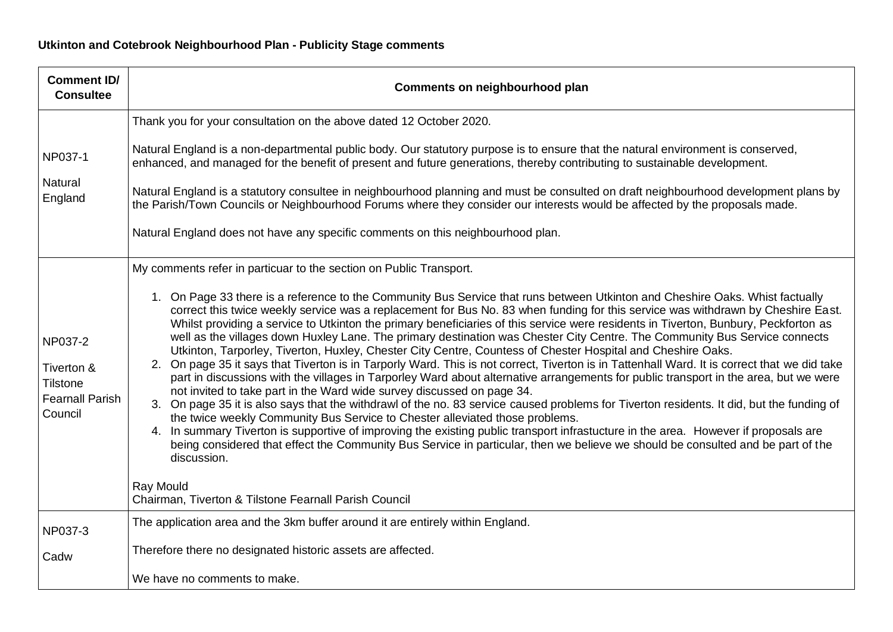**Utkinton and Cotebrook Neighbourhood Plan - Publicity Stage comments**

| Comment ID/ Consultee | Comments on neighbourhood plan |
|---|---|
| NP037-1<br><br>Natural England | Thank you for your consultation on the above dated 12 October 2020.<br><br>Natural England is a non-departmental public body. Our statutory purpose is to ensure that the natural environment is conserved, enhanced, and managed for the benefit of present and future generations, thereby contributing to sustainable development.<br><br>Natural England is a statutory consultee in neighbourhood planning and must be consulted on draft neighbourhood development plans by the Parish/Town Councils or Neighbourhood Forums where they consider our interests would be affected by the proposals made.<br><br>Natural England does not have any specific comments on this neighbourhood plan. |
| NP037-2<br><br>Tiverton & Tilstone Fearnall Parish Council | My comments refer in particuar to the section on Public Transport.<br><br>1. On Page 33 there is a reference to the Community Bus Service that runs between Utkinton and Cheshire Oaks. Whist factually correct this twice weekly service was a replacement for Bus No. 83 when funding for this service was withdrawn by Cheshire East. Whilst providing a service to Utkinton the primary beneficiaries of this service were residents in Tiverton, Bunbury, Peckforton as well as the villages down Huxley Lane. The primary destination was Chester City Centre. The Community Bus Service connects Utkinton, Tarporley, Tiverton, Huxley, Chester City Centre, Countess of Chester Hospital and Cheshire Oaks.<br>2. On page 35 it says that Tiverton is in Tarporly Ward. This is not correct, Tiverton is in Tattenhall Ward. It is correct that we did take part in discussions with the villages in Tarporley Ward about alternative arrangements for public transport in the area, but we were not invited to take part in the Ward wide survey discussed on page 34.<br>3. On page 35 it is also says that the withdrawl of the no. 83 service caused problems for Tiverton residents. It did, but the funding of the twice weekly Community Bus Service to Chester alleviated those problems.<br>4. In summary Tiverton is supportive of improving the existing public transport infrastucture in the area. However if proposals are being considered that effect the Community Bus Service in particular, then we believe we should be consulted and be part of the discussion.<br><br>Ray Mould<br>Chairman, Tiverton & Tilstone Fearnall Parish Council |
| NP037-3<br><br>Cadw | The application area and the 3km buffer around it are entirely within England.<br><br>Therefore there no designated historic assets are affected.<br><br>We have no comments to make. |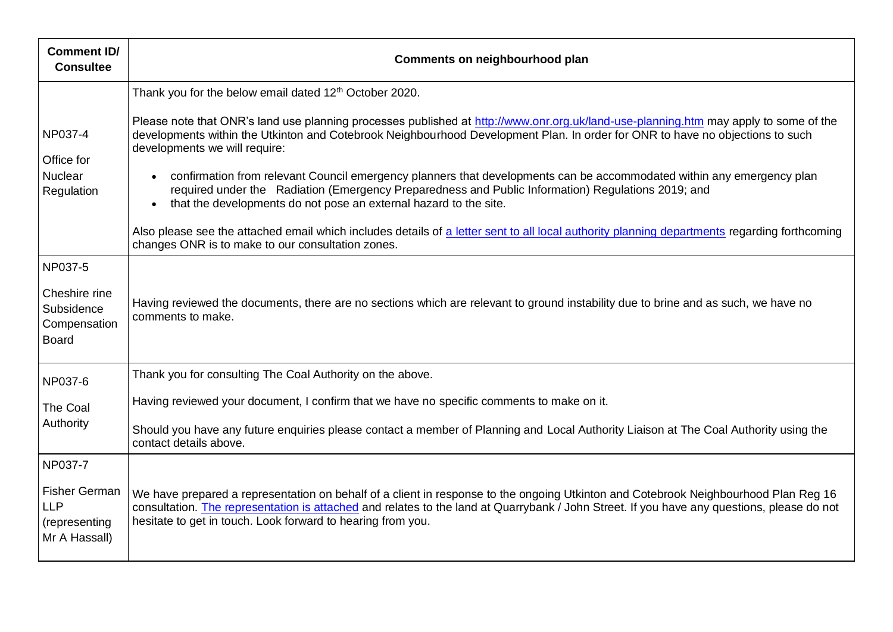| Comment ID/ Consultee | Comments on neighbourhood plan |
|---|---|
| NP037-4<br><br>Office for Nuclear Regulation | Thank you for the below email dated 12th October 2020.<br><br>Please note that ONR's land use planning processes published at http://www.onr.org.uk/land-use-planning.htm may apply to some of the developments within the Utkinton and Cotebrook Neighbourhood Development Plan. In order for ONR to have no objections to such developments we will require:<br><br>• confirmation from relevant Council emergency planners that developments can be accommodated within any emergency plan required under the Radiation (Emergency Preparedness and Public Information) Regulations 2019; and<br>• that the developments do not pose an external hazard to the site.<br><br>Also please see the attached email which includes details of a letter sent to all local authority planning departments regarding forthcoming changes ONR is to make to our consultation zones. |
| NP037-5<br><br>Cheshire rine Subsidence Compensation Board | Having reviewed the documents, there are no sections which are relevant to ground instability due to brine and as such, we have no comments to make. |
| NP037-6<br><br>The Coal Authority | Thank you for consulting The Coal Authority on the above.<br><br>Having reviewed your document, I confirm that we have no specific comments to make on it.<br><br>Should you have any future enquiries please contact a member of Planning and Local Authority Liaison at The Coal Authority using the contact details above. |
| NP037-7<br><br>Fisher German LLP (representing Mr A Hassall) | We have prepared a representation on behalf of a client in response to the ongoing Utkinton and Cotebrook Neighbourhood Plan Reg 16 consultation. The representation is attached and relates to the land at Quarrybank / John Street. If you have any questions, please do not hesitate to get in touch. Look forward to hearing from you. |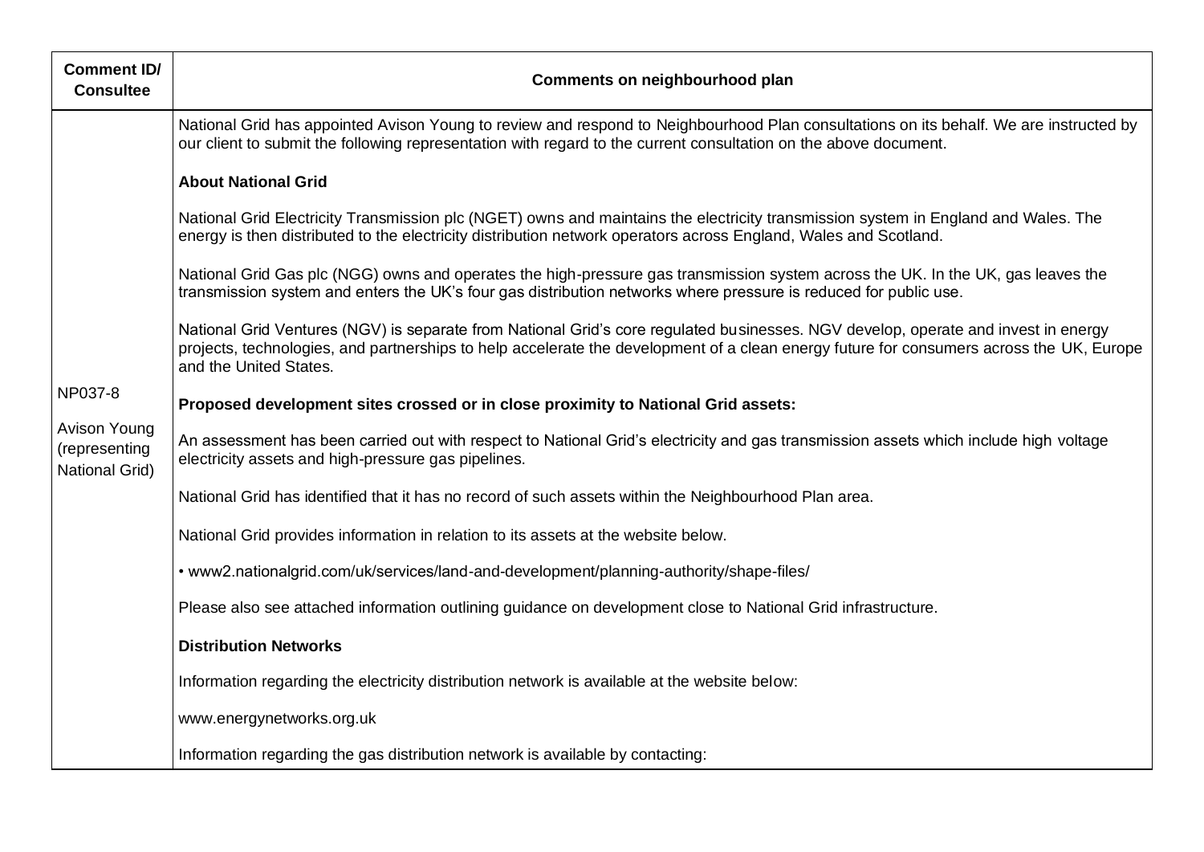| Comment ID/ Consultee | Comments on neighbourhood plan |
| --- | --- |
| NP037-8<br><br>Avison Young (representing National Grid) | National Grid has appointed Avison Young to review and respond to Neighbourhood Plan consultations on its behalf. We are instructed by our client to submit the following representation with regard to the current consultation on the above document.<br><br>**About National Grid**<br><br>National Grid Electricity Transmission plc (NGET) owns and maintains the electricity transmission system in England and Wales. The energy is then distributed to the electricity distribution network operators across England, Wales and Scotland.<br><br>National Grid Gas plc (NGG) owns and operates the high-pressure gas transmission system across the UK. In the UK, gas leaves the transmission system and enters the UK's four gas distribution networks where pressure is reduced for public use.<br><br>National Grid Ventures (NGV) is separate from National Grid's core regulated businesses. NGV develop, operate and invest in energy projects, technologies, and partnerships to help accelerate the development of a clean energy future for consumers across the UK, Europe and the United States.<br><br>**Proposed development sites crossed or in close proximity to National Grid assets:**<br><br>An assessment has been carried out with respect to National Grid's electricity and gas transmission assets which include high voltage electricity assets and high-pressure gas pipelines.<br><br>National Grid has identified that it has no record of such assets within the Neighbourhood Plan area.<br><br>National Grid provides information in relation to its assets at the website below.<br><br>• www2.nationalgrid.com/uk/services/land-and-development/planning-authority/shape-files/<br><br>Please also see attached information outlining guidance on development close to National Grid infrastructure.<br><br>**Distribution Networks**<br><br>Information regarding the electricity distribution network is available at the website below:<br><br>www.energynetworks.org.uk<br><br>Information regarding the gas distribution network is available by contacting: |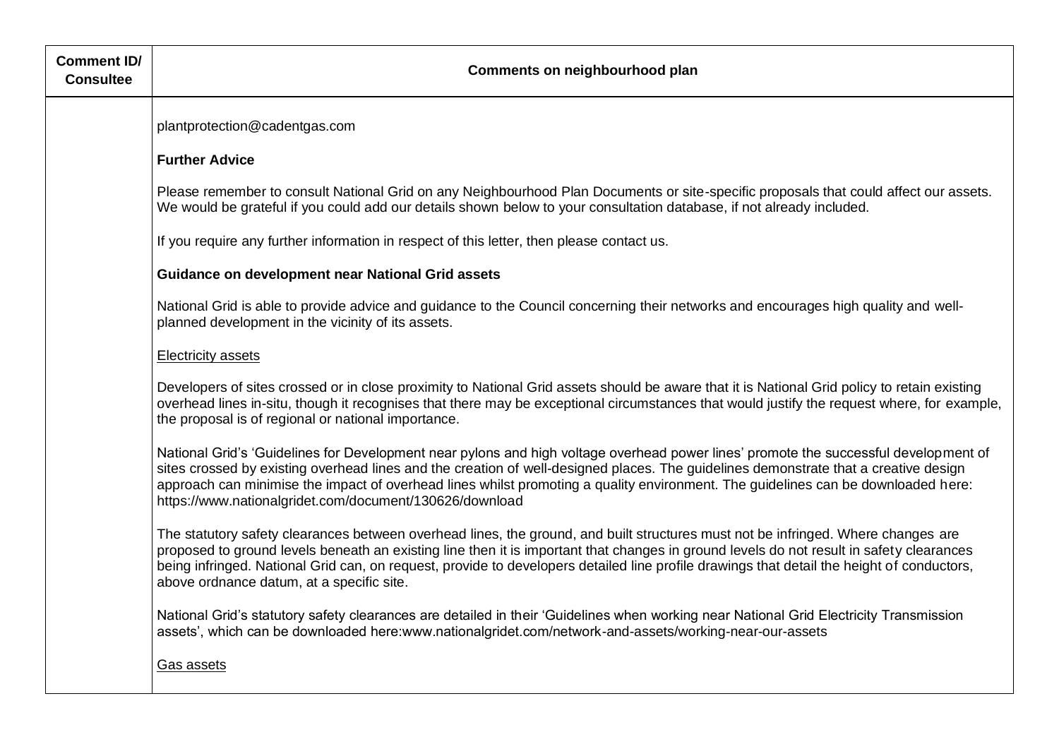| Comment ID/ Consultee | Comments on neighbourhood plan |
|---|---|
| | plantprotection@cadentgas.com<br><br>**Further Advice**<br><br>Please remember to consult National Grid on any Neighbourhood Plan Documents or site-specific proposals that could affect our assets. We would be grateful if you could add our details shown below to your consultation database, if not already included.<br><br>If you require any further information in respect of this letter, then please contact us.<br><br>**Guidance on development near National Grid assets**<br><br>National Grid is able to provide advice and guidance to the Council concerning their networks and encourages high quality and well-planned development in the vicinity of its assets.<br><br><u>Electricity assets</u><br><br>Developers of sites crossed or in close proximity to National Grid assets should be aware that it is National Grid policy to retain existing overhead lines in-situ, though it recognises that there may be exceptional circumstances that would justify the request where, for example, the proposal is of regional or national importance.<br><br>National Grid's 'Guidelines for Development near pylons and high voltage overhead power lines' promote the successful development of sites crossed by existing overhead lines and the creation of well-designed places. The guidelines demonstrate that a creative design approach can minimise the impact of overhead lines whilst promoting a quality environment. The guidelines can be downloaded here: https://www.nationalgridet.com/document/130626/download<br><br>The statutory safety clearances between overhead lines, the ground, and built structures must not be infringed. Where changes are proposed to ground levels beneath an existing line then it is important that changes in ground levels do not result in safety clearances being infringed. National Grid can, on request, provide to developers detailed line profile drawings that detail the height of conductors, above ordnance datum, at a specific site.<br><br>National Grid's statutory safety clearances are detailed in their 'Guidelines when working near National Grid Electricity Transmission assets', which can be downloaded here:www.nationalgridet.com/network-and-assets/working-near-our-assets<br><br><u>Gas assets</u> |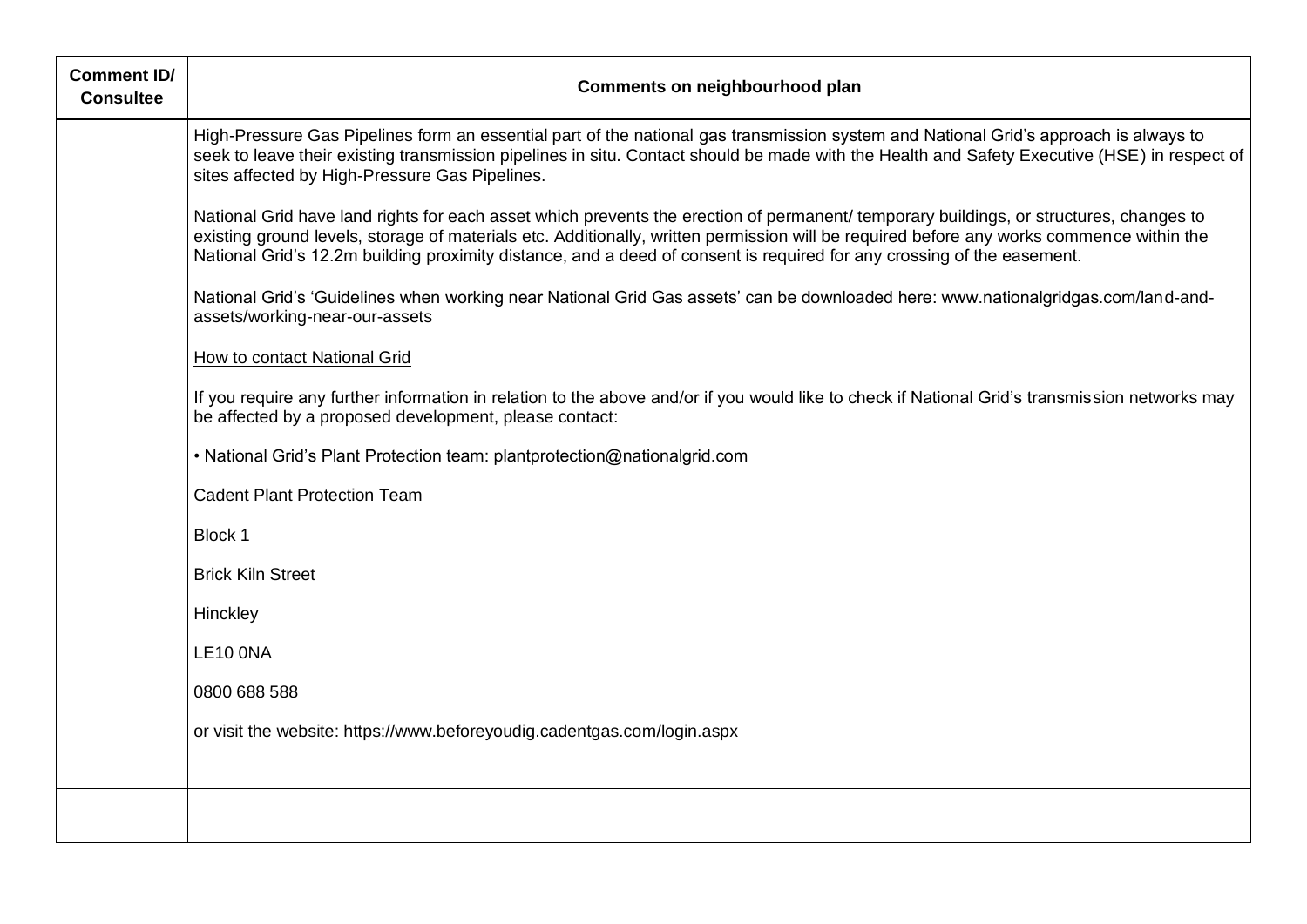| Comment ID/ Consultee | Comments on neighbourhood plan |
| --- | --- |
| | High-Pressure Gas Pipelines form an essential part of the national gas transmission system and National Grid's approach is always to seek to leave their existing transmission pipelines in situ. Contact should be made with the Health and Safety Executive (HSE) in respect of sites affected by High-Pressure Gas Pipelines.<br><br>National Grid have land rights for each asset which prevents the erection of permanent/ temporary buildings, or structures, changes to existing ground levels, storage of materials etc. Additionally, written permission will be required before any works commence within the National Grid's 12.2m building proximity distance, and a deed of consent is required for any crossing of the easement.<br><br>National Grid's 'Guidelines when working near National Grid Gas assets' can be downloaded here: www.nationalgridgas.com/land-and-assets/working-near-our-assets<br><br><u>How to contact National Grid</u><br><br>If you require any further information in relation to the above and/or if you would like to check if National Grid's transmission networks may be affected by a proposed development, please contact:<br><br>• National Grid's Plant Protection team: plantprotection@nationalgrid.com<br><br>Cadent Plant Protection Team<br><br>Block 1<br><br>Brick Kiln Street<br><br>Hinckley<br><br>LE10 0NA<br><br>0800 688 588<br><br>or visit the website: https://www.beforeyoudig.cadentgas.com/login.aspx |
| | |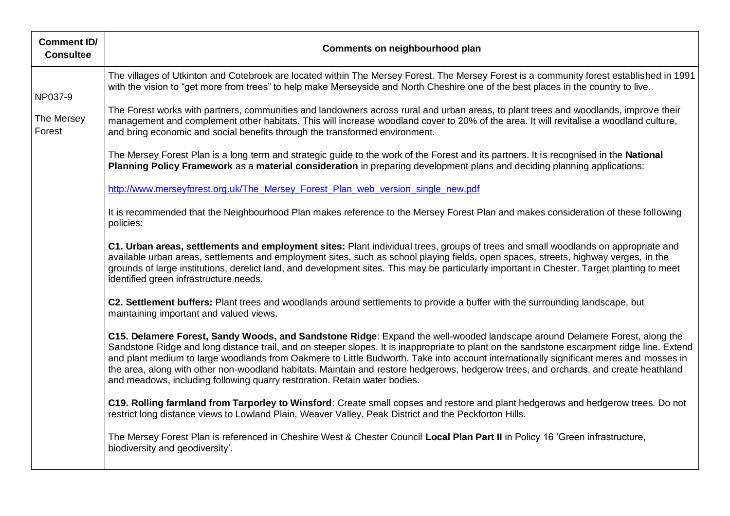| Comment ID/ Consultee | Comments on neighbourhood plan |
|---|---|
| NP037-9<br><br>The Mersey Forest | The villages of Utkinton and Cotebrook are located within The Mersey Forest. The Mersey Forest is a community forest established in 1991 with the vision to "get more from trees" to help make Merseyside and North Cheshire one of the best places in the country to live.<br><br>The Forest works with partners, communities and landowners across rural and urban areas, to plant trees and woodlands, improve their management and complement other habitats. This will increase woodland cover to 20% of the area. It will revitalise a woodland culture, and bring economic and social benefits through the transformed environment.<br><br>The Mersey Forest Plan is a long term and strategic guide to the work of the Forest and its partners. It is recognised in the **National Planning Policy Framework** as a **material consideration** in preparing development plans and deciding planning applications:<br><br>[http://www.merseyforest.org.uk/The_Mersey_Forest_Plan_web_version_single_new.pdf](http://www.merseyforest.org.uk/The_Mersey_Forest_Plan_web_version_single_new.pdf)<br><br>It is recommended that the Neighbourhood Plan makes reference to the Mersey Forest Plan and makes consideration of these following policies:<br><br>**C1. Urban areas, settlements and employment sites:** Plant individual trees, groups of trees and small woodlands on appropriate and available urban areas, settlements and employment sites, such as school playing fields, open spaces, streets, highway verges, in the grounds of large institutions, derelict land, and development sites. This may be particularly important in Chester. Target planting to meet identified green infrastructure needs.<br><br>**C2. Settlement buffers:** Plant trees and woodlands around settlements to provide a buffer with the surrounding landscape, but maintaining important and valued views.<br><br>**C15. Delamere Forest, Sandy Woods, and Sandstone Ridge**: Expand the well-wooded landscape around Delamere Forest, along the Sandstone Ridge and long distance trail, and on steeper slopes. It is inappropriate to plant on the sandstone escarpment ridge line. Extend and plant medium to large woodlands from Oakmere to Little Budworth. Take into account internationally significant meres and mosses in the area, along with other non-woodland habitats. Maintain and restore hedgerows, hedgerow trees, and orchards, and create heathland and meadows, including following quarry restoration. Retain water bodies.<br><br>**C19. Rolling farmland from Tarporley to Winsford**: Create small copses and restore and plant hedgerows and hedgerow trees. Do not restrict long distance views to Lowland Plain, Weaver Valley, Peak District and the Peckforton Hills.<br><br>The Mersey Forest Plan is referenced in Cheshire West & Chester Council **Local Plan Part II** in Policy 16 'Green infrastructure, biodiversity and geodiversity'. |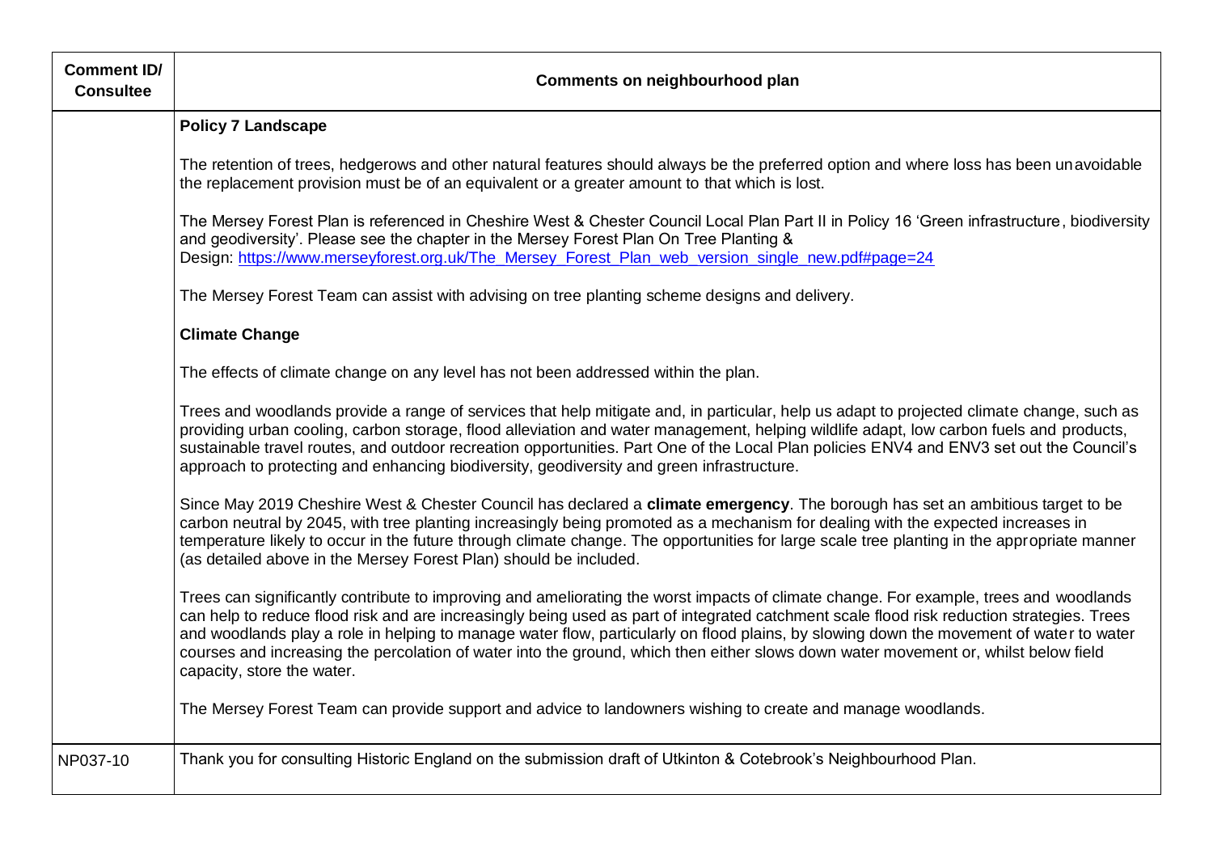| Comment ID/ Consultee | Comments on neighbourhood plan |
|---|---|
| | **Policy 7 Landscape**<br><br>The retention of trees, hedgerows and other natural features should always be the preferred option and where loss has been unavoidable the replacement provision must be of an equivalent or a greater amount to that which is lost.<br><br>The Mersey Forest Plan is referenced in Cheshire West & Chester Council Local Plan Part II in Policy 16 'Green infrastructure, biodiversity and geodiversity'. Please see the chapter in the Mersey Forest Plan On Tree Planting & Design: https://www.merseyforest.org.uk/The_Mersey_Forest_Plan_web_version_single_new.pdf#page=24<br><br>The Mersey Forest Team can assist with advising on tree planting scheme designs and delivery.<br><br>**Climate Change**<br><br>The effects of climate change on any level has not been addressed within the plan.<br><br>Trees and woodlands provide a range of services that help mitigate and, in particular, help us adapt to projected climate change, such as providing urban cooling, carbon storage, flood alleviation and water management, helping wildlife adapt, low carbon fuels and products, sustainable travel routes, and outdoor recreation opportunities. Part One of the Local Plan policies ENV4 and ENV3 set out the Council's approach to protecting and enhancing biodiversity, geodiversity and green infrastructure.<br><br>Since May 2019 Cheshire West & Chester Council has declared a **climate emergency**. The borough has set an ambitious target to be carbon neutral by 2045, with tree planting increasingly being promoted as a mechanism for dealing with the expected increases in temperature likely to occur in the future through climate change. The opportunities for large scale tree planting in the appropriate manner (as detailed above in the Mersey Forest Plan) should be included.<br><br>Trees can significantly contribute to improving and ameliorating the worst impacts of climate change. For example, trees and woodlands can help to reduce flood risk and are increasingly being used as part of integrated catchment scale flood risk reduction strategies. Trees and woodlands play a role in helping to manage water flow, particularly on flood plains, by slowing down the movement of water to water courses and increasing the percolation of water into the ground, which then either slows down water movement or, whilst below field capacity, store the water.<br><br>The Mersey Forest Team can provide support and advice to landowners wishing to create and manage woodlands. |
| NP037-10 | Thank you for consulting Historic England on the submission draft of Utkinton & Cotebrook's Neighbourhood Plan. |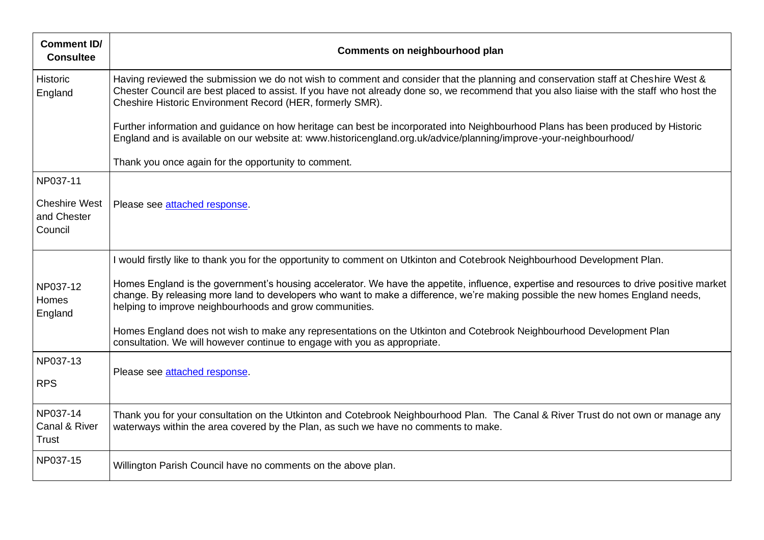| Comment ID/ Consultee | Comments on neighbourhood plan |
|---|---|
| Historic England | Having reviewed the submission we do not wish to comment and consider that the planning and conservation staff at Cheshire West & Chester Council are best placed to assist. If you have not already done so, we recommend that you also liaise with the staff who host the Cheshire Historic Environment Record (HER, formerly SMR).<br><br>Further information and guidance on how heritage can best be incorporated into Neighbourhood Plans has been produced by Historic England and is available on our website at: www.historicengland.org.uk/advice/planning/improve-your-neighbourhood/<br><br>Thank you once again for the opportunity to comment. |
| NP037-11<br><br>Cheshire West and Chester Council | Please see attached response. |
| NP037-12 Homes England | I would firstly like to thank you for the opportunity to comment on Utkinton and Cotebrook Neighbourhood Development Plan.<br><br>Homes England is the government's housing accelerator. We have the appetite, influence, expertise and resources to drive positive market change. By releasing more land to developers who want to make a difference, we're making possible the new homes England needs, helping to improve neighbourhoods and grow communities.<br><br>Homes England does not wish to make any representations on the Utkinton and Cotebrook Neighbourhood Development Plan consultation. We will however continue to engage with you as appropriate. |
| NP037-13<br><br>RPS | Please see attached response. |
| NP037-14 Canal & River Trust | Thank you for your consultation on the Utkinton and Cotebrook Neighbourhood Plan. The Canal & River Trust do not own or manage any waterways within the area covered by the Plan, as such we have no comments to make. |
| NP037-15 | Willington Parish Council have no comments on the above plan. |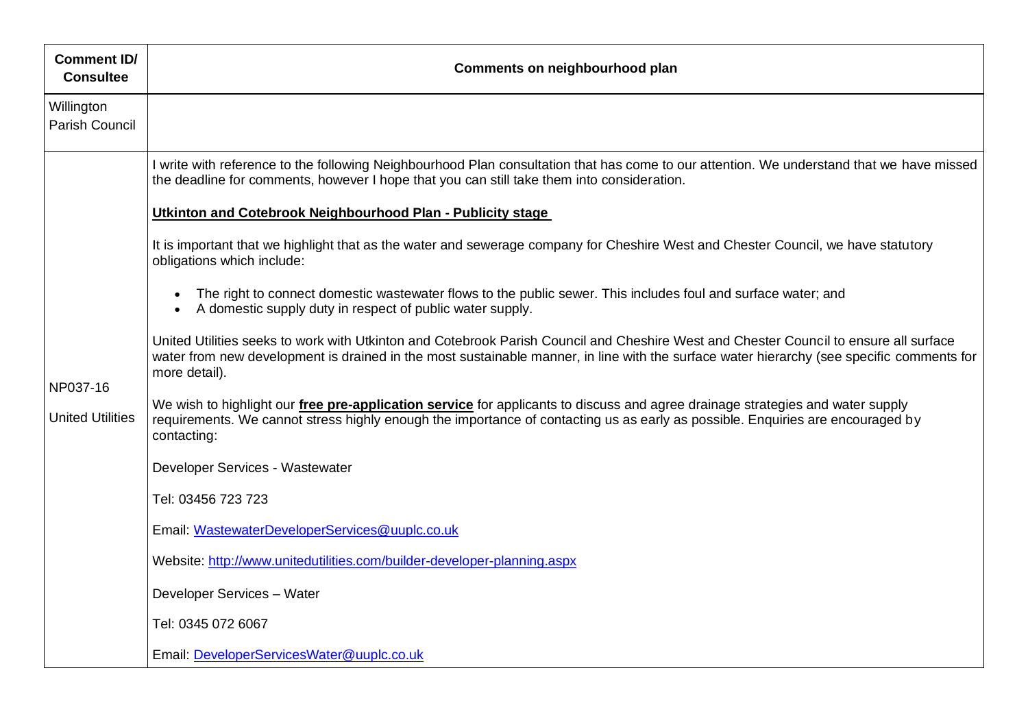| Comment ID/ Consultee | Comments on neighbourhood plan |
|---|---|
| Willington Parish Council | |
| NP037-16<br><br>United Utilities | I write with reference to the following Neighbourhood Plan consultation that has come to our attention. We understand that we have missed the deadline for comments, however I hope that you can still take them into consideration.<br><br>**Utkinton and Cotebrook Neighbourhood Plan - Publicity stage**<br><br>It is important that we highlight that as the water and sewerage company for Cheshire West and Chester Council, we have statutory obligations which include:<br><br>• The right to connect domestic wastewater flows to the public sewer. This includes foul and surface water; and<br>• A domestic supply duty in respect of public water supply.<br><br>United Utilities seeks to work with Utkinton and Cotebrook Parish Council and Cheshire West and Chester Council to ensure all surface water from new development is drained in the most sustainable manner, in line with the surface water hierarchy (see specific comments for more detail).<br><br>We wish to highlight our **free pre-application service** for applicants to discuss and agree drainage strategies and water supply requirements. We cannot stress highly enough the importance of contacting us as early as possible. Enquiries are encouraged by contacting:<br><br>Developer Services - Wastewater<br><br>Tel: 03456 723 723<br><br>Email: WastewaterDeveloperServices@uuplc.co.uk<br><br>Website: http://www.unitedutilities.com/builder-developer-planning.aspx<br><br>Developer Services – Water<br><br>Tel: 0345 072 6067<br><br>Email: DeveloperServicesWater@uuplc.co.uk |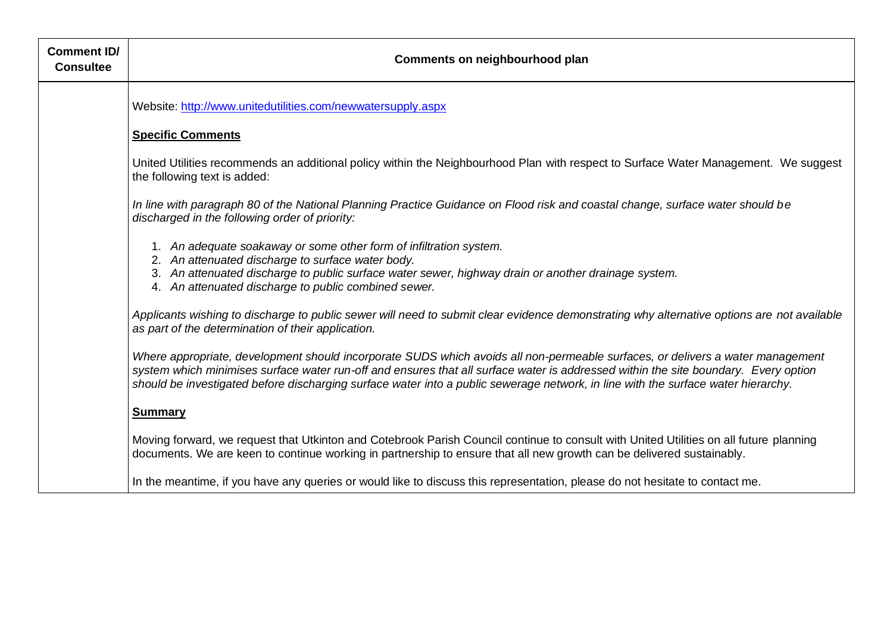| Comment ID/ Consultee | Comments on neighbourhood plan |
|---|---|
| | Website: http://www.unitedutilities.com/newwatersupply.aspx<br><br>**Specific Comments**<br><br>United Utilities recommends an additional policy within the Neighbourhood Plan with respect to Surface Water Management. We suggest the following text is added:<br><br>*In line with paragraph 80 of the National Planning Practice Guidance on Flood risk and coastal change, surface water should be discharged in the following order of priority:*<br><br>1. *An adequate soakaway or some other form of infiltration system.*<br>2. *An attenuated discharge to surface water body.*<br>3. *An attenuated discharge to public surface water sewer, highway drain or another drainage system.*<br>4. *An attenuated discharge to public combined sewer.*<br><br>*Applicants wishing to discharge to public sewer will need to submit clear evidence demonstrating why alternative options are not available as part of the determination of their application.*<br><br>*Where appropriate, development should incorporate SUDS which avoids all non-permeable surfaces, or delivers a water management system which minimises surface water run-off and ensures that all surface water is addressed within the site boundary. Every option should be investigated before discharging surface water into a public sewerage network, in line with the surface water hierarchy.*<br><br>**Summary**<br><br>Moving forward, we request that Utkinton and Cotebrook Parish Council continue to consult with United Utilities on all future planning documents. We are keen to continue working in partnership to ensure that all new growth can be delivered sustainably.<br><br>In the meantime, if you have any queries or would like to discuss this representation, please do not hesitate to contact me. |